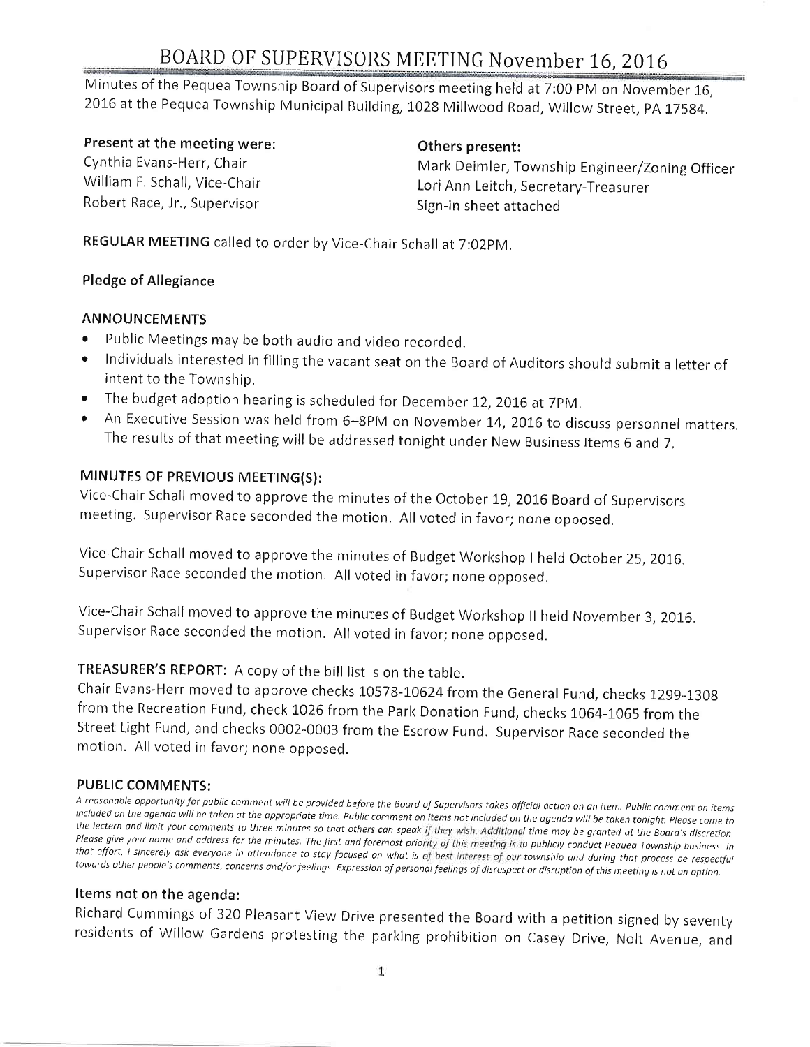# BOARD OF SUPERVISORS MEETING November 16, 2016

Minutes of the Pequea Township Board of Supervisors meeting held at 7:00 PM on November 16, 2016 at the Pequea Township Municipal Building, 1028 Millwood Road, Willow Street, PA 17584.

**Present at the meeting were:**
Cynthia Evans-Herr, Chair
William F. Schall, Vice-Chair
Robert Race, Jr., Supervisor

**Others present:**
Mark Deimler, Township Engineer/Zoning Officer
Lori Ann Leitch, Secretary-Treasurer
Sign-in sheet attached

**REGULAR MEETING** called to order by Vice-Chair Schall at 7:02PM.

### Pledge of Allegiance

### ANNOUNCEMENTS

- Public Meetings may be both audio and video recorded.
- Individuals interested in filling the vacant seat on the Board of Auditors should submit a letter of intent to the Township.
- The budget adoption hearing is scheduled for December 12, 2016 at 7PM.
- An Executive Session was held from 6–8PM on November 14, 2016 to discuss personnel matters. The results of that meeting will be addressed tonight under New Business Items 6 and 7.

### MINUTES OF PREVIOUS MEETING(S):

Vice-Chair Schall moved to approve the minutes of the October 19, 2016 Board of Supervisors meeting. Supervisor Race seconded the motion. All voted in favor; none opposed.

Vice-Chair Schall moved to approve the minutes of Budget Workshop I held October 25, 2016. Supervisor Race seconded the motion. All voted in favor; none opposed.

Vice-Chair Schall moved to approve the minutes of Budget Workshop II held November 3, 2016. Supervisor Race seconded the motion. All voted in favor; none opposed.

**TREASURER'S REPORT:** A copy of the bill list is on the table.
Chair Evans-Herr moved to approve checks 10578-10624 from the General Fund, checks 1299-1308 from the Recreation Fund, check 1026 from the Park Donation Fund, checks 1064-1065 from the Street Light Fund, and checks 0002-0003 from the Escrow Fund. Supervisor Race seconded the motion. All voted in favor; none opposed.

### PUBLIC COMMENTS:

*A reasonable opportunity for public comment will be provided before the Board of Supervisors takes official action on an item. Public comment on items included on the agenda will be taken at the appropriate time. Public comment on items not included on the agenda will be taken tonight. Please come to the lectern and limit your comments to three minutes so that others can speak if they wish. Additional time may be granted at the Board's discretion. Please give your name and address for the minutes. The first and foremost priority of this meeting is to publicly conduct Pequea Township business. In that effort, I sincerely ask everyone in attendance to stay focused on what is of best interest of our township and during that process be respectful towards other people's comments, concerns and/or feelings. Expression of personal feelings of disrespect or disruption of this meeting is not an option.*

### Items not on the agenda:

Richard Cummings of 320 Pleasant View Drive presented the Board with a petition signed by seventy residents of Willow Gardens protesting the parking prohibition on Casey Drive, Nolt Avenue, and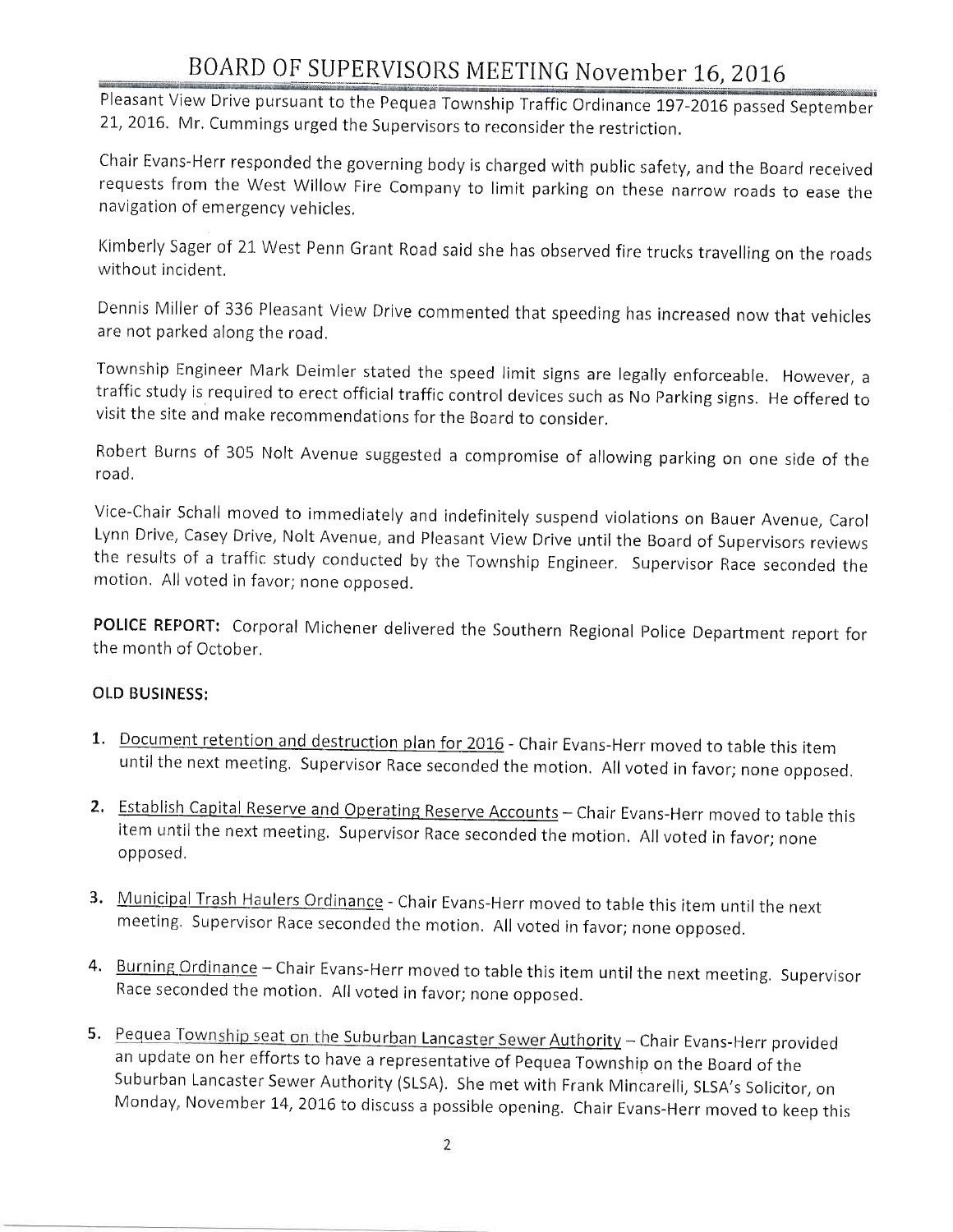Pleasant View Drive pursuant to the Pequea Township Traffic Ordinance 197-2016 passed September 21, 2016. Mr. Cummings urged the Supervisors to reconsider the restriction.

Chair Evans-Herr responded the governing body is charged with public safety, and the Board received requests from the West Willow Fire Company to limit parking on these narrow roads to ease the navigation of emergency vehicles.

Kimberly Sager of 21 West Penn Grant Road said she has observed fire trucks travelling on the roads without incident.

Dennis Miller of 336 Pleasant View Drive commented that speeding has increased now that vehicles are not parked along the road.

Township Engineer Mark Deimler stated the speed limit signs are legally enforceable. However, a traffic study is required to erect official traffic control devices such as No Parking signs. He offered to visit the site and make recommendations for the Board to consider.

Robert Burns of 305 Nolt Avenue suggested a compromise of allowing parking on one side of the road.

Vice-Chair Schall moved to immediately and indefinitely suspend violations on Bauer Avenue, Carol Lynn Drive, Casey Drive, Nolt Avenue, and Pleasant View Drive until the Board of Supervisors reviews the results of a traffic study conducted by the Township Engineer. Supervisor Race seconded the motion. All voted in favor; none opposed.

**POLICE REPORT:** Corporal Michener delivered the Southern Regional Police Department report for the month of October.

**OLD BUSINESS:**

1. Document retention and destruction plan for 2016 - Chair Evans-Herr moved to table this item until the next meeting. Supervisor Race seconded the motion. All voted in favor; none opposed.

2. Establish Capital Reserve and Operating Reserve Accounts – Chair Evans-Herr moved to table this item until the next meeting. Supervisor Race seconded the motion. All voted in favor; none opposed.

3. Municipal Trash Haulers Ordinance - Chair Evans-Herr moved to table this item until the next meeting. Supervisor Race seconded the motion. All voted in favor; none opposed.

4. Burning Ordinance – Chair Evans-Herr moved to table this item until the next meeting. Supervisor Race seconded the motion. All voted in favor; none opposed.

5. Pequea Township seat on the Suburban Lancaster Sewer Authority – Chair Evans-Herr provided an update on her efforts to have a representative of Pequea Township on the Board of the Suburban Lancaster Sewer Authority (SLSA). She met with Frank Mincarelli, SLSA's Solicitor, on Monday, November 14, 2016 to discuss a possible opening. Chair Evans-Herr moved to keep this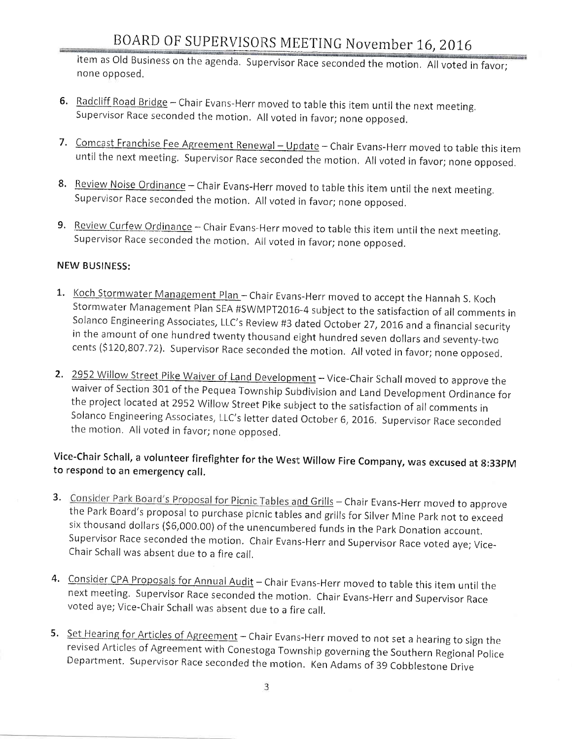item as Old Business on the agenda. Supervisor Race seconded the motion. All voted in favor; none opposed.

6. Radcliff Road Bridge – Chair Evans-Herr moved to table this item until the next meeting. Supervisor Race seconded the motion. All voted in favor; none opposed.

7. Comcast Franchise Fee Agreement Renewal – Update – Chair Evans-Herr moved to table this item until the next meeting. Supervisor Race seconded the motion. All voted in favor; none opposed.

8. Review Noise Ordinance – Chair Evans-Herr moved to table this item until the next meeting. Supervisor Race seconded the motion. All voted in favor; none opposed.

9. Review Curfew Ordinance – Chair Evans-Herr moved to table this item until the next meeting. Supervisor Race seconded the motion. All voted in favor; none opposed.

**NEW BUSINESS:**

1. Koch Stormwater Management Plan – Chair Evans-Herr moved to accept the Hannah S. Koch Stormwater Management Plan SEA #SWMPT2016-4 subject to the satisfaction of all comments in Solanco Engineering Associates, LLC's Review #3 dated October 27, 2016 and a financial security in the amount of one hundred twenty thousand eight hundred seven dollars and seventy-two cents ($120,807.72). Supervisor Race seconded the motion. All voted in favor; none opposed.

2. 2952 Willow Street Pike Waiver of Land Development – Vice-Chair Schall moved to approve the waiver of Section 301 of the Pequea Township Subdivision and Land Development Ordinance for the project located at 2952 Willow Street Pike subject to the satisfaction of all comments in Solanco Engineering Associates, LLC's letter dated October 6, 2016. Supervisor Race seconded the motion. All voted in favor; none opposed.

**Vice-Chair Schall, a volunteer firefighter for the West Willow Fire Company, was excused at 8:33PM to respond to an emergency call.**

3. Consider Park Board's Proposal for Picnic Tables and Grills – Chair Evans-Herr moved to approve the Park Board's proposal to purchase picnic tables and grills for Silver Mine Park not to exceed six thousand dollars ($6,000.00) of the unencumbered funds in the Park Donation account. Supervisor Race seconded the motion. Chair Evans-Herr and Supervisor Race voted aye; Vice-Chair Schall was absent due to a fire call.

4. Consider CPA Proposals for Annual Audit – Chair Evans-Herr moved to table this item until the next meeting. Supervisor Race seconded the motion. Chair Evans-Herr and Supervisor Race voted aye; Vice-Chair Schall was absent due to a fire call.

5. Set Hearing for Articles of Agreement – Chair Evans-Herr moved to not set a hearing to sign the revised Articles of Agreement with Conestoga Township governing the Southern Regional Police Department. Supervisor Race seconded the motion. Ken Adams of 39 Cobblestone Drive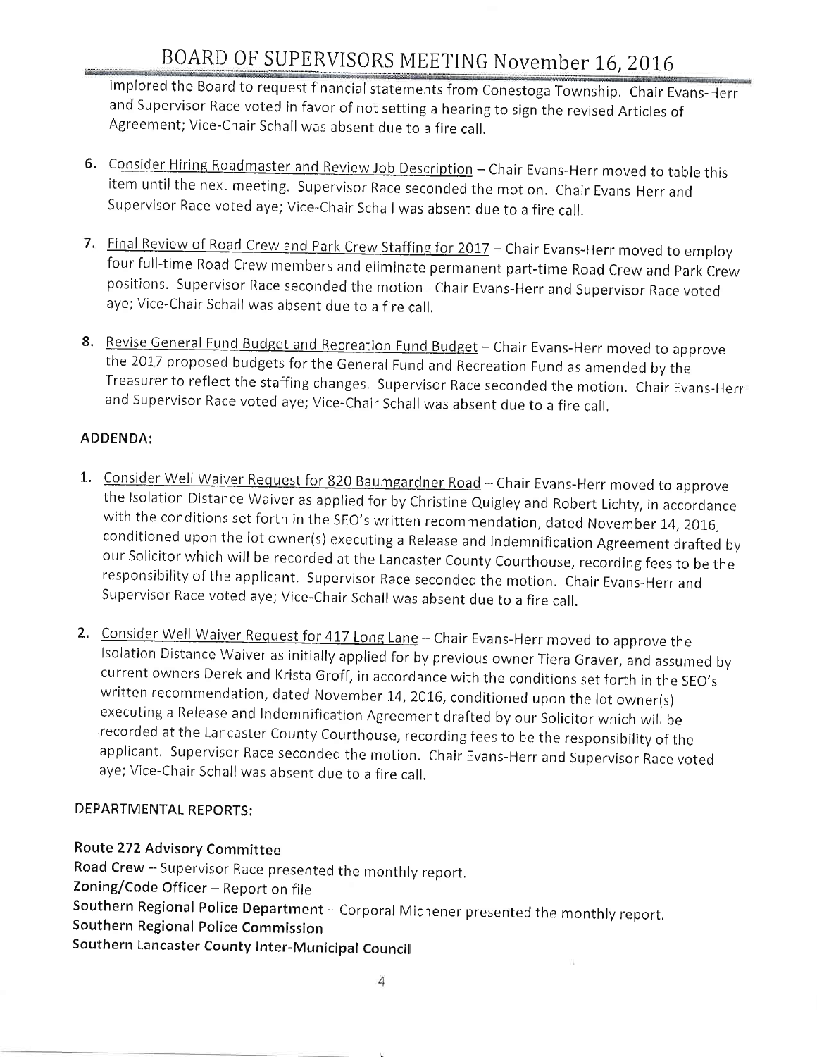implored the Board to request financial statements from Conestoga Township. Chair Evans-Herr and Supervisor Race voted in favor of not setting a hearing to sign the revised Articles of Agreement; Vice-Chair Schall was absent due to a fire call.

6. Consider Hiring Roadmaster and Review Job Description – Chair Evans-Herr moved to table this item until the next meeting. Supervisor Race seconded the motion. Chair Evans-Herr and Supervisor Race voted aye; Vice-Chair Schall was absent due to a fire call.

7. Final Review of Road Crew and Park Crew Staffing for 2017 – Chair Evans-Herr moved to employ four full-time Road Crew members and eliminate permanent part-time Road Crew and Park Crew positions. Supervisor Race seconded the motion. Chair Evans-Herr and Supervisor Race voted aye; Vice-Chair Schall was absent due to a fire call.

8. Revise General Fund Budget and Recreation Fund Budget – Chair Evans-Herr moved to approve the 2017 proposed budgets for the General Fund and Recreation Fund as amended by the Treasurer to reflect the staffing changes. Supervisor Race seconded the motion. Chair Evans-Herr and Supervisor Race voted aye; Vice-Chair Schall was absent due to a fire call.

**ADDENDA:**

1. Consider Well Waiver Request for 820 Baumgardner Road – Chair Evans-Herr moved to approve the Isolation Distance Waiver as applied for by Christine Quigley and Robert Lichty, in accordance with the conditions set forth in the SEO's written recommendation, dated November 14, 2016, conditioned upon the lot owner(s) executing a Release and Indemnification Agreement drafted by our Solicitor which will be recorded at the Lancaster County Courthouse, recording fees to be the responsibility of the applicant. Supervisor Race seconded the motion. Chair Evans-Herr and Supervisor Race voted aye; Vice-Chair Schall was absent due to a fire call.

2. Consider Well Waiver Request for 417 Long Lane – Chair Evans-Herr moved to approve the Isolation Distance Waiver as initially applied for by previous owner Tiera Graver, and assumed by current owners Derek and Krista Groff, in accordance with the conditions set forth in the SEO's written recommendation, dated November 14, 2016, conditioned upon the lot owner(s) executing a Release and Indemnification Agreement drafted by our Solicitor which will be recorded at the Lancaster County Courthouse, recording fees to be the responsibility of the applicant. Supervisor Race seconded the motion. Chair Evans-Herr and Supervisor Race voted aye; Vice-Chair Schall was absent due to a fire call.

**DEPARTMENTAL REPORTS:**

**Route 272 Advisory Committee**
**Road Crew** – Supervisor Race presented the monthly report.
**Zoning/Code Officer** – Report on file
**Southern Regional Police Department** – Corporal Michener presented the monthly report.
**Southern Regional Police Commission**
**Southern Lancaster County Inter-Municipal Council**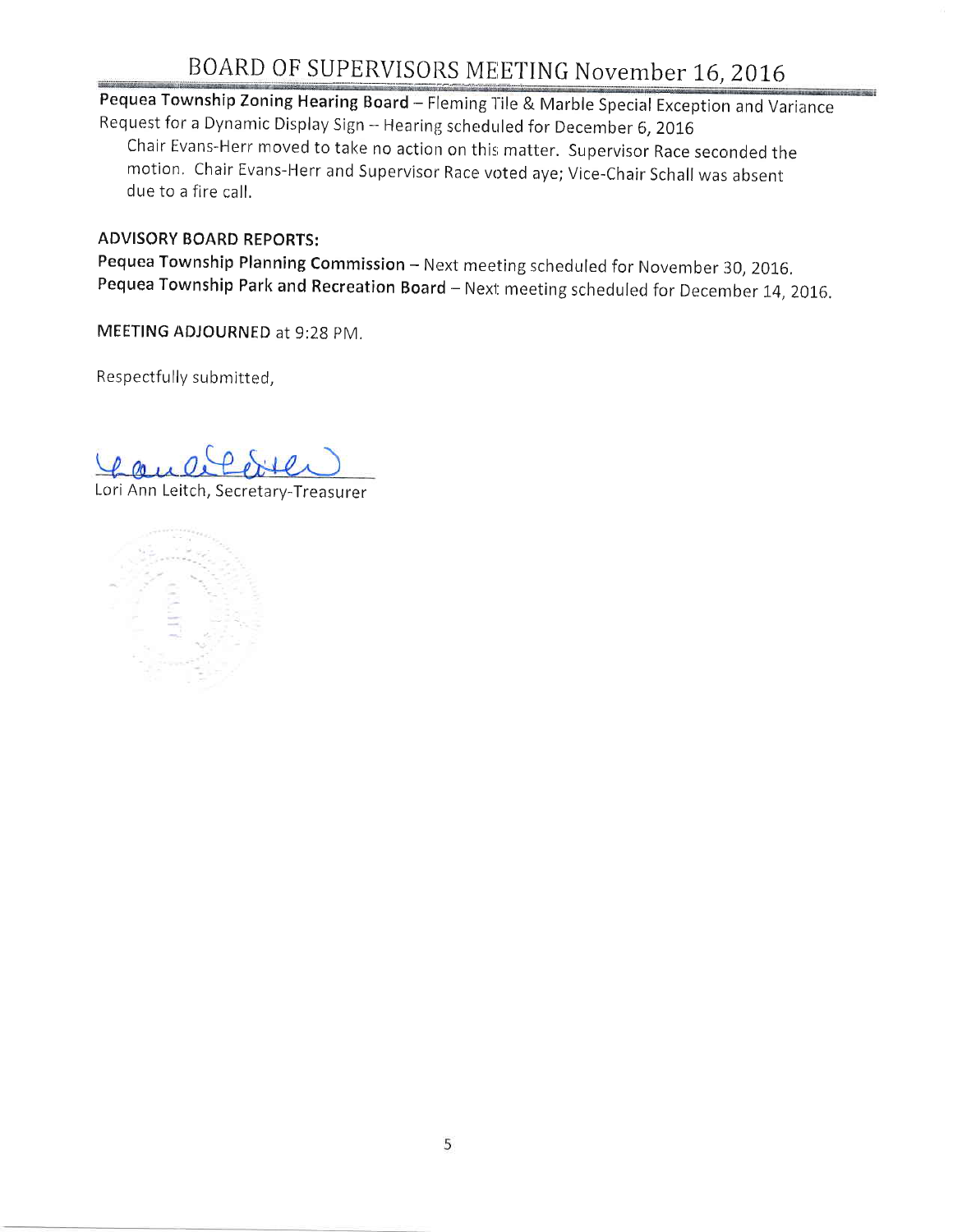**Pequea Township Zoning Hearing Board** – Fleming Tile & Marble Special Exception and Variance Request for a Dynamic Display Sign -- Hearing scheduled for December 6, 2016

Chair Evans-Herr moved to take no action on this matter. Supervisor Race seconded the motion. Chair Evans-Herr and Supervisor Race voted aye; Vice-Chair Schall was absent due to a fire call.

**ADVISORY BOARD REPORTS:**

**Pequea Township Planning Commission** – Next meeting scheduled for November 30, 2016.

**Pequea Township Park and Recreation Board** – Next meeting scheduled for December 14, 2016.

**MEETING ADJOURNED** at 9:28 PM.

Respectfully submitted,

Lori Ann Leitch, Secretary-Treasurer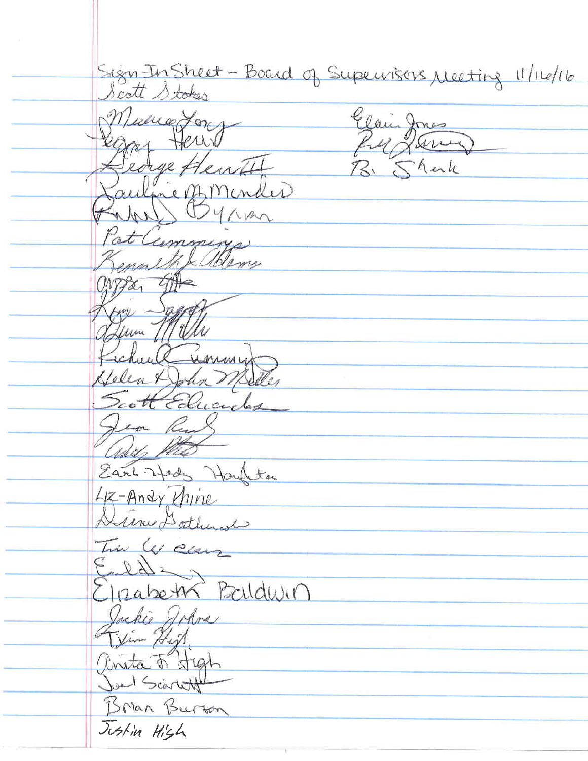Sign-In Sheet - Board of Supervisors Meeting 11/16/16

Scott Stokes

Murray Young

Peggy Hewitt

George Hewitt

Pauline M Minder

Robert Byrum

Pat Cummings

Kenneth J. Adams

Jasper Gill

Kim Scott

Glenn Miller

Richard Cummings

Helen & John Miller

Scott Edwards

Jean Reed

Andy Pratt

Earl-Hedy Houghton

Liz-Andy Rhine

Diane Gotherd

Tim Weeks

Earl Hedy

Elizabeth Baldwin

Jackie Johns

Tyrin High

Anita J High

Joel Scarlett

Brian Burton

Justin High

Elaine Jones

Bill Jones

B. Shenk